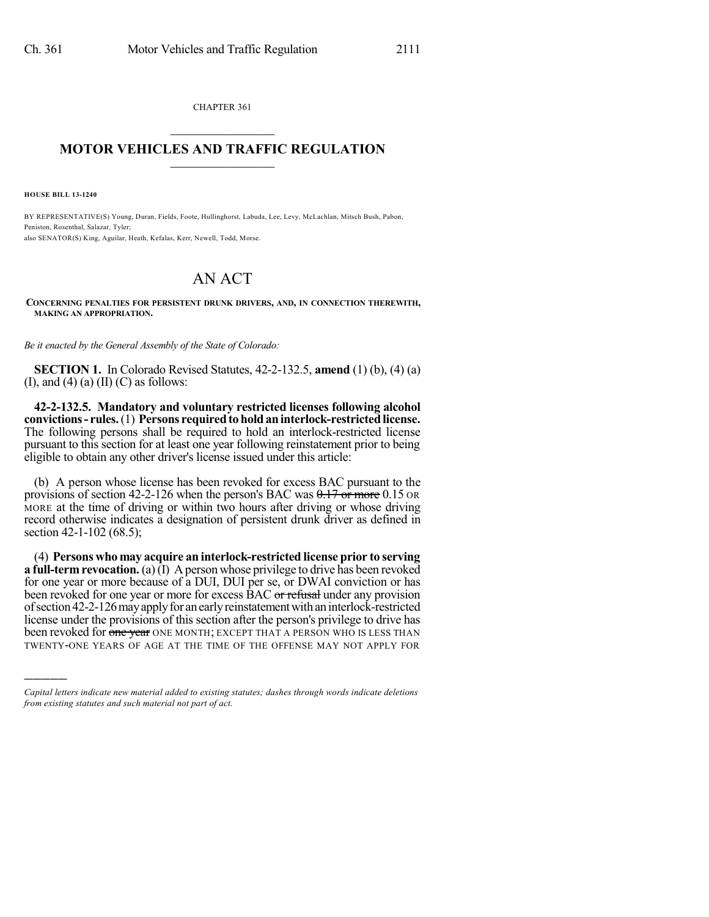CHAPTER 361

## MOTOR VEHICLES AND TRAFFIC REGULATION

**HOUSE BILL 13-1240**

BY REPRESENTATIVE(S) Young, Duran, Fields, Foote, Hullinghorst, Labuda, Lee, Levy, McLachlan, Mitsch Bush, Pabon, Peniston, Rosenthal, Salazar, Tyler;
also SENATOR(S) King, Aguilar, Heath, Kefalas, Kerr, Newell, Todd, Morse.

# AN ACT

**CONCERNING PENALTIES FOR PERSISTENT DRUNK DRIVERS, AND, IN CONNECTION THEREWITH, MAKING AN APPROPRIATION.**

*Be it enacted by the General Assembly of the State of Colorado:*

**SECTION 1.** In Colorado Revised Statutes, 42-2-132.5, **amend** (1) (b), (4) (a) (I), and (4) (a) (II) (C) as follows:

**42-2-132.5. Mandatory and voluntary restricted licenses following alcohol convictions - rules.** (1) **Persons required to hold an interlock-restricted license.** The following persons shall be required to hold an interlock-restricted license pursuant to this section for at least one year following reinstatement prior to being eligible to obtain any other driver's license issued under this article:

(b) A person whose license has been revoked for excess BAC pursuant to the provisions of section 42-2-126 when the person's BAC was ~~0.17 or more~~ 0.15 OR MORE at the time of driving or within two hours after driving or whose driving record otherwise indicates a designation of persistent drunk driver as defined in section 42-1-102 (68.5);

(4) **Persons who may acquire an interlock-restricted license prior to serving a full-term revocation.** (a) (I) A person whose privilege to drive has been revoked for one year or more because of a DUI, DUI per se, or DWAI conviction or has been revoked for one year or more for excess BAC ~~or refusal~~ under any provision of section 42-2-126 may apply for an early reinstatement with an interlock-restricted license under the provisions of this section after the person's privilege to drive has been revoked for ~~one year~~ ONE MONTH; EXCEPT THAT A PERSON WHO IS LESS THAN TWENTY-ONE YEARS OF AGE AT THE TIME OF THE OFFENSE MAY NOT APPLY FOR

*Capital letters indicate new material added to existing statutes; dashes through words indicate deletions from existing statutes and such material not part of act.*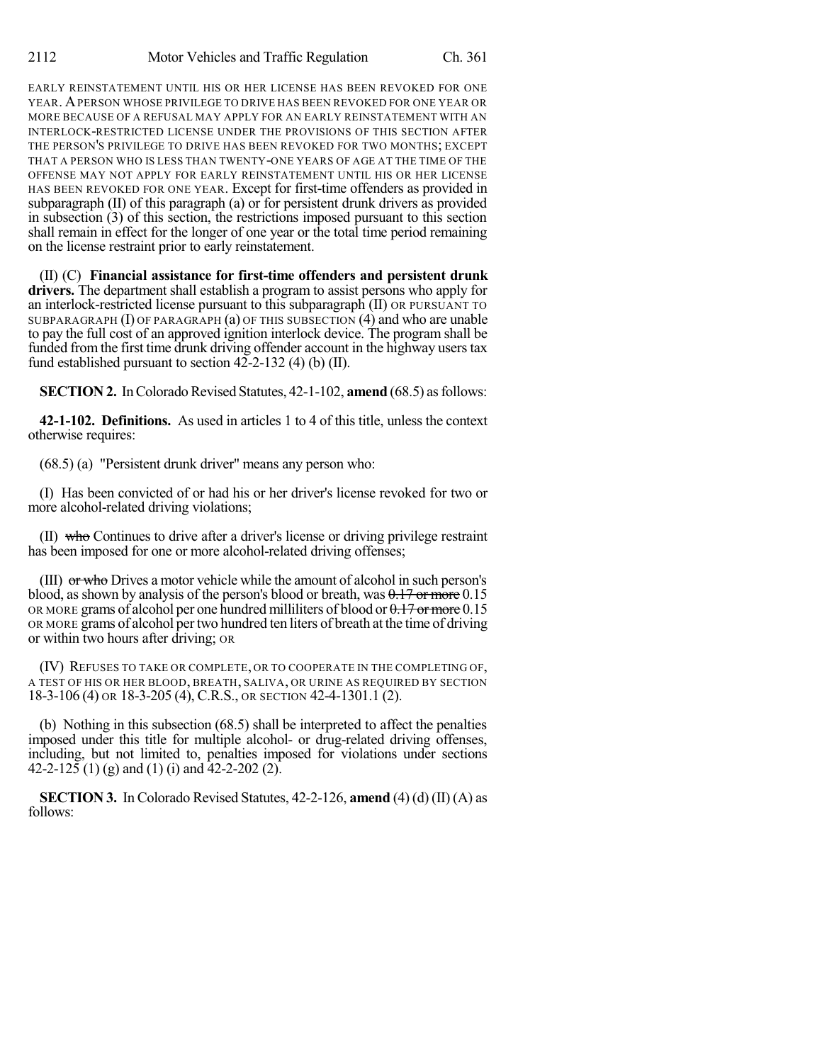EARLY REINSTATEMENT UNTIL HIS OR HER LICENSE HAS BEEN REVOKED FOR ONE YEAR. A PERSON WHOSE PRIVILEGE TO DRIVE HAS BEEN REVOKED FOR ONE YEAR OR MORE BECAUSE OF A REFUSAL MAY APPLY FOR AN EARLY REINSTATEMENT WITH AN INTERLOCK-RESTRICTED LICENSE UNDER THE PROVISIONS OF THIS SECTION AFTER THE PERSON'S PRIVILEGE TO DRIVE HAS BEEN REVOKED FOR TWO MONTHS; EXCEPT THAT A PERSON WHO IS LESS THAN TWENTY-ONE YEARS OF AGE AT THE TIME OF THE OFFENSE MAY NOT APPLY FOR EARLY REINSTATEMENT UNTIL HIS OR HER LICENSE HAS BEEN REVOKED FOR ONE YEAR. Except for first-time offenders as provided in subparagraph (II) of this paragraph (a) or for persistent drunk drivers as provided in subsection (3) of this section, the restrictions imposed pursuant to this section shall remain in effect for the longer of one year or the total time period remaining on the license restraint prior to early reinstatement.

(II) (C) **Financial assistance for first-time offenders and persistent drunk drivers.** The department shall establish a program to assist persons who apply for an interlock-restricted license pursuant to this subparagraph (II) OR PURSUANT TO SUBPARAGRAPH (I) OF PARAGRAPH (a) OF THIS SUBSECTION (4) and who are unable to pay the full cost of an approved ignition interlock device. The program shall be funded from the first time drunk driving offender account in the highway users tax fund established pursuant to section 42-2-132 (4) (b) (II).

**SECTION 2.** In Colorado Revised Statutes, 42-1-102, **amend** (68.5) as follows:

**42-1-102. Definitions.** As used in articles 1 to 4 of this title, unless the context otherwise requires:

(68.5) (a) "Persistent drunk driver" means any person who:

(I) Has been convicted of or had his or her driver's license revoked for two or more alcohol-related driving violations;

(II) ~~who~~ Continues to drive after a driver's license or driving privilege restraint has been imposed for one or more alcohol-related driving offenses;

(III) ~~or who~~ Drives a motor vehicle while the amount of alcohol in such person's blood, as shown by analysis of the person's blood or breath, was ~~0.17 or more~~ 0.15 OR MORE grams of alcohol per one hundred milliliters of blood or ~~0.17 or more~~ 0.15 OR MORE grams of alcohol per two hundred ten liters of breath at the time of driving or within two hours after driving; OR

(IV) REFUSES TO TAKE OR COMPLETE, OR TO COOPERATE IN THE COMPLETING OF, A TEST OF HIS OR HER BLOOD, BREATH, SALIVA, OR URINE AS REQUIRED BY SECTION 18-3-106 (4) OR 18-3-205 (4), C.R.S., OR SECTION 42-4-1301.1 (2).

(b) Nothing in this subsection (68.5) shall be interpreted to affect the penalties imposed under this title for multiple alcohol- or drug-related driving offenses, including, but not limited to, penalties imposed for violations under sections 42-2-125 (1) (g) and (1) (i) and 42-2-202 (2).

**SECTION 3.** In Colorado Revised Statutes, 42-2-126, **amend** (4) (d) (II) (A) as follows: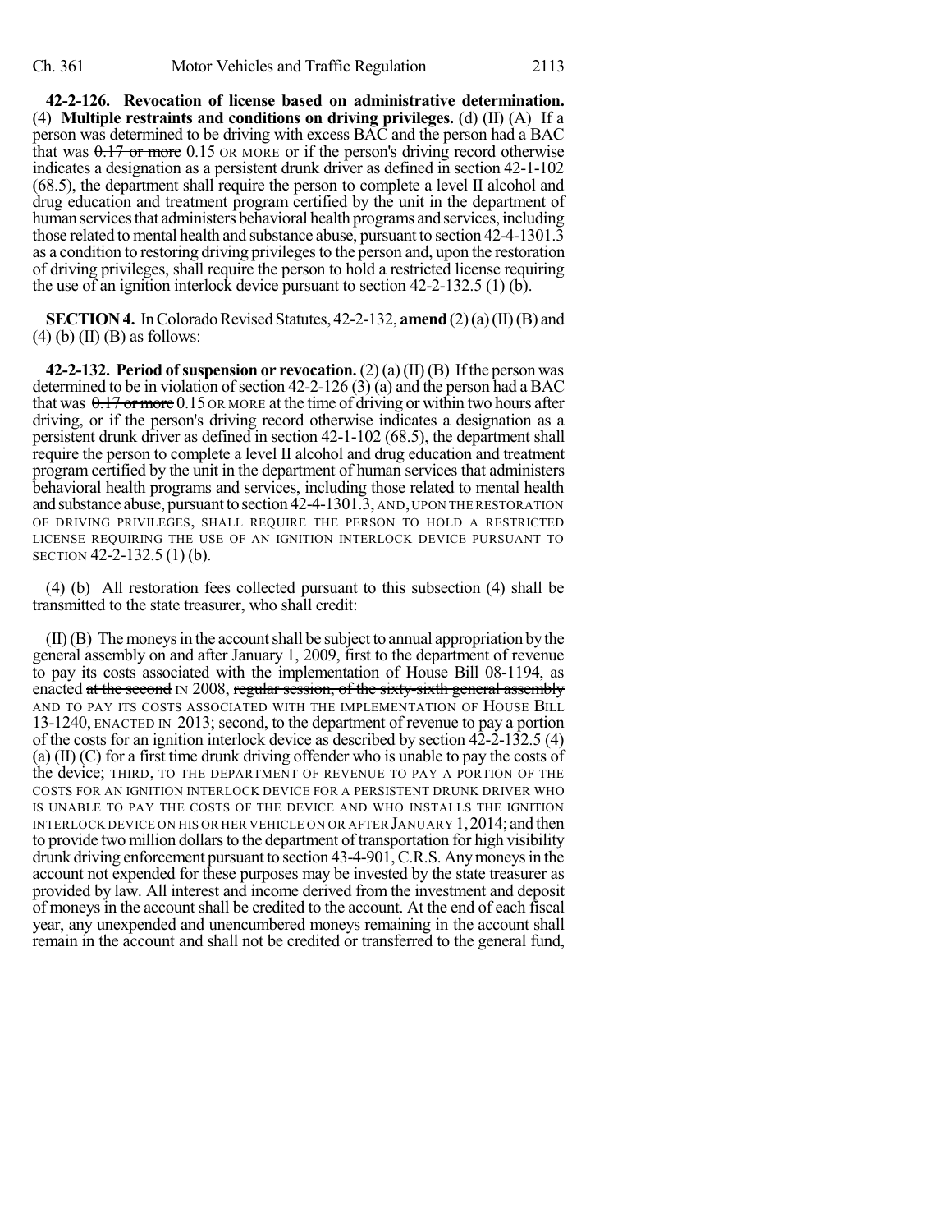**42-2-126. Revocation of license based on administrative determination.** (4) **Multiple restraints and conditions on driving privileges.** (d) (II) (A) If a person was determined to be driving with excess BAC and the person had a BAC that was ~~0.17 or more~~ 0.15 OR MORE or if the person's driving record otherwise indicates a designation as a persistent drunk driver as defined in section 42-1-102 (68.5), the department shall require the person to complete a level II alcohol and drug education and treatment program certified by the unit in the department of human services that administers behavioral health programs and services, including those related to mental health and substance abuse, pursuant to section 42-4-1301.3 as a condition to restoring driving privileges to the person and, upon the restoration of driving privileges, shall require the person to hold a restricted license requiring the use of an ignition interlock device pursuant to section 42-2-132.5 (1) (b).

**SECTION 4.** In Colorado Revised Statutes, 42-2-132, **amend** (2) (a) (II) (B) and (4) (b) (II) (B) as follows:

**42-2-132. Period of suspension or revocation.** (2) (a) (II) (B) If the person was determined to be in violation of section 42-2-126 (3) (a) and the person had a BAC that was ~~0.17 or more~~ 0.15 OR MORE at the time of driving or within two hours after driving, or if the person's driving record otherwise indicates a designation as a persistent drunk driver as defined in section 42-1-102 (68.5), the department shall require the person to complete a level II alcohol and drug education and treatment program certified by the unit in the department of human services that administers behavioral health programs and services, including those related to mental health and substance abuse, pursuant to section 42-4-1301.3, AND, UPON THE RESTORATION OF DRIVING PRIVILEGES, SHALL REQUIRE THE PERSON TO HOLD A RESTRICTED LICENSE REQUIRING THE USE OF AN IGNITION INTERLOCK DEVICE PURSUANT TO SECTION 42-2-132.5 (1) (b).

(4) (b) All restoration fees collected pursuant to this subsection (4) shall be transmitted to the state treasurer, who shall credit:

(II) (B) The moneys in the account shall be subject to annual appropriation by the general assembly on and after January 1, 2009, first to the department of revenue to pay its costs associated with the implementation of House Bill 08-1194, as enacted ~~at the second~~ IN 2008, ~~regular session, of the sixty-sixth general assembly~~ AND TO PAY ITS COSTS ASSOCIATED WITH THE IMPLEMENTATION OF HOUSE BILL 13-1240, ENACTED IN 2013; second, to the department of revenue to pay a portion of the costs for an ignition interlock device as described by section 42-2-132.5 (4) (a) (II) (C) for a first time drunk driving offender who is unable to pay the costs of the device; THIRD, TO THE DEPARTMENT OF REVENUE TO PAY A PORTION OF THE COSTS FOR AN IGNITION INTERLOCK DEVICE FOR A PERSISTENT DRUNK DRIVER WHO IS UNABLE TO PAY THE COSTS OF THE DEVICE AND WHO INSTALLS THE IGNITION INTERLOCK DEVICE ON HIS OR HER VEHICLE ON OR AFTER JANUARY 1, 2014; and then to provide two million dollars to the department of transportation for high visibility drunk driving enforcement pursuant to section 43-4-901, C.R.S. Any moneys in the account not expended for these purposes may be invested by the state treasurer as provided by law. All interest and income derived from the investment and deposit of moneys in the account shall be credited to the account. At the end of each fiscal year, any unexpended and unencumbered moneys remaining in the account shall remain in the account and shall not be credited or transferred to the general fund,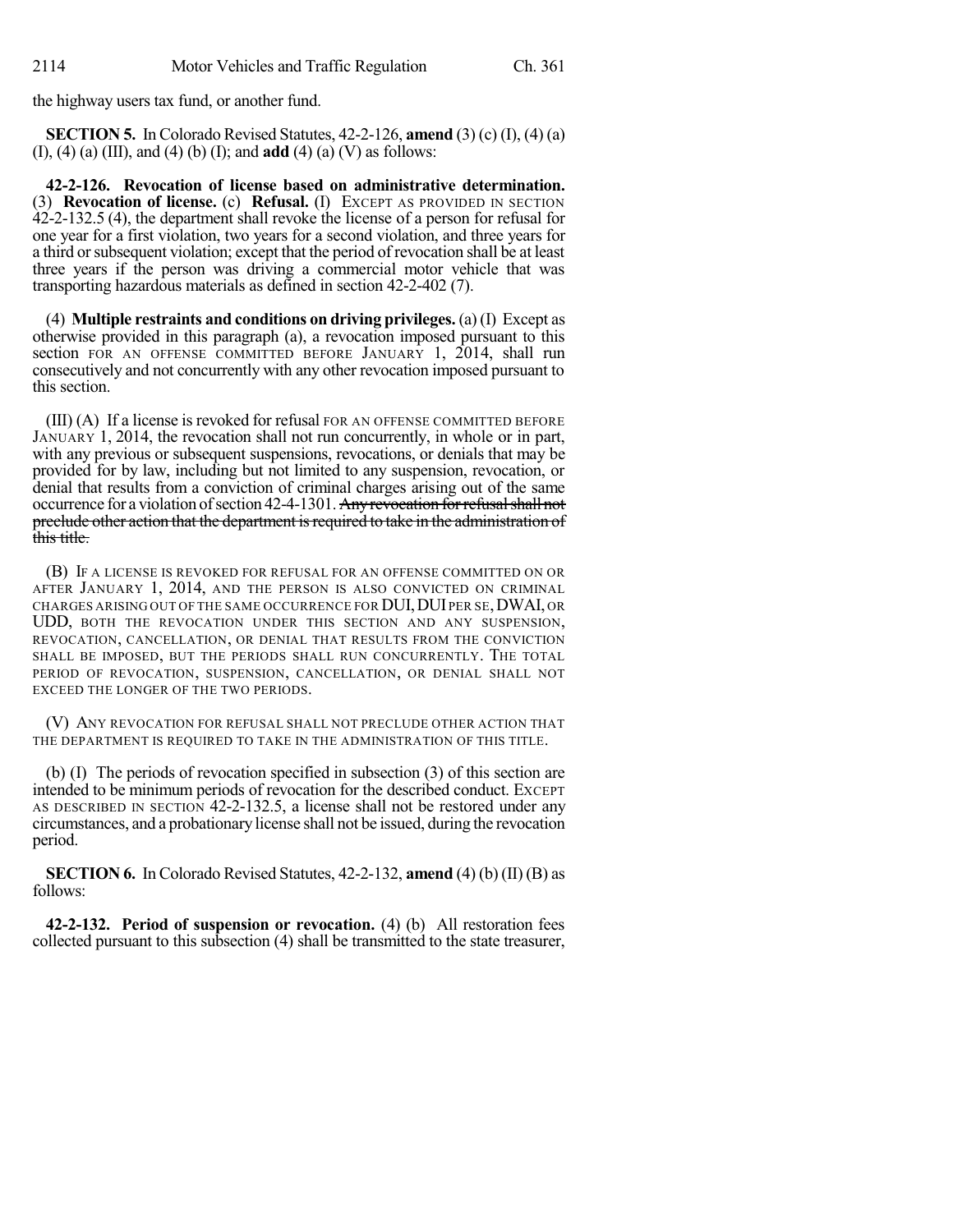the highway users tax fund, or another fund.

**SECTION 5.** In Colorado Revised Statutes, 42-2-126, **amend** (3) (c) (I), (4) (a) (I), (4) (a) (III), and (4) (b) (I); and **add** (4) (a) (V) as follows:

**42-2-126. Revocation of license based on administrative determination.** (3) **Revocation of license.** (c) **Refusal.** (I) EXCEPT AS PROVIDED IN SECTION 42-2-132.5 (4), the department shall revoke the license of a person for refusal for one year for a first violation, two years for a second violation, and three years for a third or subsequent violation; except that the period of revocation shall be at least three years if the person was driving a commercial motor vehicle that was transporting hazardous materials as defined in section 42-2-402 (7).

(4) **Multiple restraints and conditions on driving privileges.** (a) (I) Except as otherwise provided in this paragraph (a), a revocation imposed pursuant to this section FOR AN OFFENSE COMMITTED BEFORE JANUARY 1, 2014, shall run consecutively and not concurrently with any other revocation imposed pursuant to this section.

(III) (A) If a license is revoked for refusal FOR AN OFFENSE COMMITTED BEFORE JANUARY 1, 2014, the revocation shall not run concurrently, in whole or in part, with any previous or subsequent suspensions, revocations, or denials that may be provided for by law, including but not limited to any suspension, revocation, or denial that results from a conviction of criminal charges arising out of the same occurrence for a violation of section 42-4-1301. ~~Any revocation for refusal shall not preclude other action that the department is required to take in the administration of this title.~~

(B) IF A LICENSE IS REVOKED FOR REFUSAL FOR AN OFFENSE COMMITTED ON OR AFTER JANUARY 1, 2014, AND THE PERSON IS ALSO CONVICTED ON CRIMINAL CHARGES ARISING OUT OF THE SAME OCCURRENCE FOR DUI, DUI PER SE, DWAI, OR UDD, BOTH THE REVOCATION UNDER THIS SECTION AND ANY SUSPENSION, REVOCATION, CANCELLATION, OR DENIAL THAT RESULTS FROM THE CONVICTION SHALL BE IMPOSED, BUT THE PERIODS SHALL RUN CONCURRENTLY. THE TOTAL PERIOD OF REVOCATION, SUSPENSION, CANCELLATION, OR DENIAL SHALL NOT EXCEED THE LONGER OF THE TWO PERIODS.

(V) ANY REVOCATION FOR REFUSAL SHALL NOT PRECLUDE OTHER ACTION THAT THE DEPARTMENT IS REQUIRED TO TAKE IN THE ADMINISTRATION OF THIS TITLE.

(b) (I) The periods of revocation specified in subsection (3) of this section are intended to be minimum periods of revocation for the described conduct. EXCEPT AS DESCRIBED IN SECTION 42-2-132.5, a license shall not be restored under any circumstances, and a probationary license shall not be issued, during the revocation period.

**SECTION 6.** In Colorado Revised Statutes, 42-2-132, **amend** (4) (b) (II) (B) as follows:

**42-2-132. Period of suspension or revocation.** (4) (b) All restoration fees collected pursuant to this subsection (4) shall be transmitted to the state treasurer,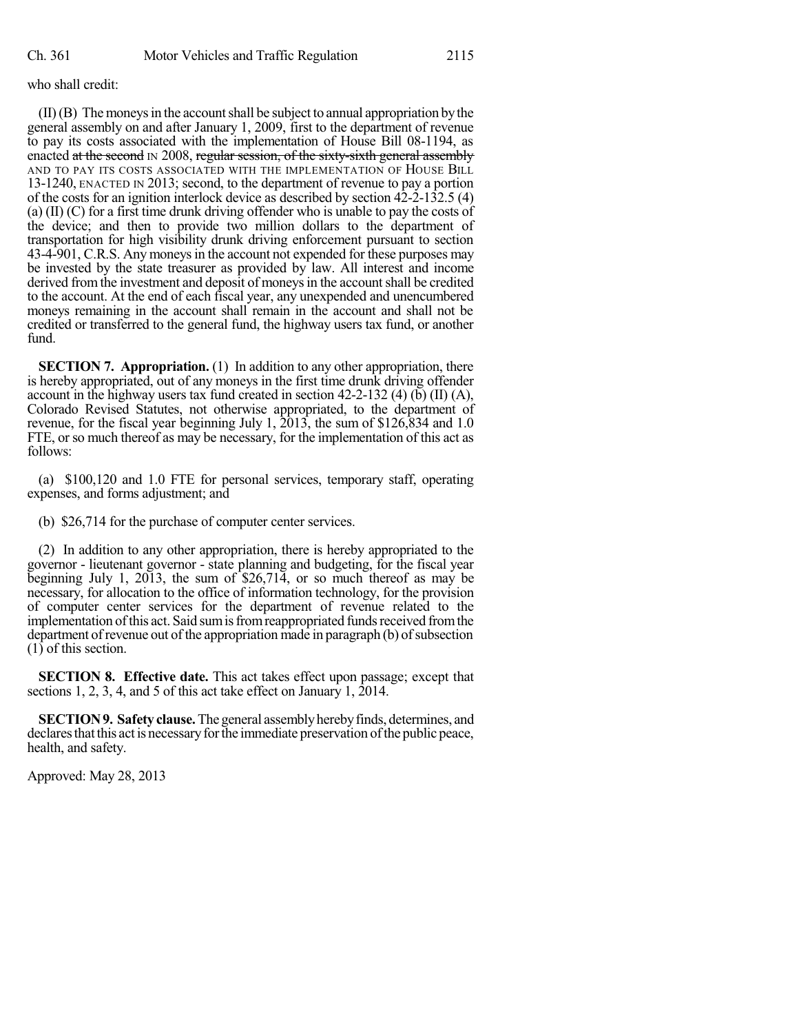who shall credit:

(II) (B) The moneys in the account shall be subject to annual appropriation by the general assembly on and after January 1, 2009, first to the department of revenue to pay its costs associated with the implementation of House Bill 08-1194, as enacted ~~at the second~~ IN 2008, ~~regular session, of the sixty-sixth general assembly~~ AND TO PAY ITS COSTS ASSOCIATED WITH THE IMPLEMENTATION OF HOUSE BILL 13-1240, ENACTED IN 2013; second, to the department of revenue to pay a portion of the costs for an ignition interlock device as described by section 42-2-132.5 (4) (a) (II) (C) for a first time drunk driving offender who is unable to pay the costs of the device; and then to provide two million dollars to the department of transportation for high visibility drunk driving enforcement pursuant to section 43-4-901, C.R.S. Any moneys in the account not expended for these purposes may be invested by the state treasurer as provided by law. All interest and income derived from the investment and deposit of moneys in the account shall be credited to the account. At the end of each fiscal year, any unexpended and unencumbered moneys remaining in the account shall remain in the account and shall not be credited or transferred to the general fund, the highway users tax fund, or another fund.

**SECTION 7. Appropriation.** (1) In addition to any other appropriation, there is hereby appropriated, out of any moneys in the first time drunk driving offender account in the highway users tax fund created in section 42-2-132 (4) (b) (II) (A), Colorado Revised Statutes, not otherwise appropriated, to the department of revenue, for the fiscal year beginning July 1, 2013, the sum of $126,834 and 1.0 FTE, or so much thereof as may be necessary, for the implementation of this act as follows:

(a) $100,120 and 1.0 FTE for personal services, temporary staff, operating expenses, and forms adjustment; and

(b) $26,714 for the purchase of computer center services.

(2) In addition to any other appropriation, there is hereby appropriated to the governor - lieutenant governor - state planning and budgeting, for the fiscal year beginning July 1, 2013, the sum of $26,714, or so much thereof as may be necessary, for allocation to the office of information technology, for the provision of computer center services for the department of revenue related to the implementation of this act. Said sum is from reappropriated funds received from the department of revenue out of the appropriation made in paragraph (b) of subsection (1) of this section.

**SECTION 8. Effective date.** This act takes effect upon passage; except that sections 1, 2, 3, 4, and 5 of this act take effect on January 1, 2014.

**SECTION 9. Safety clause.** The general assembly hereby finds, determines, and declares that this act is necessary for the immediate preservation of the public peace, health, and safety.

Approved: May 28, 2013